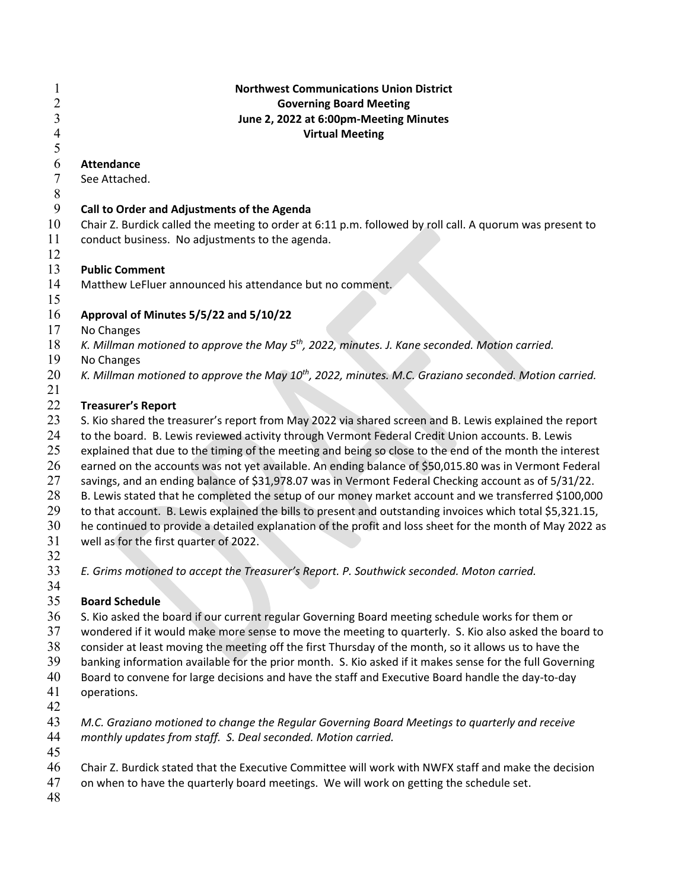**Northwest Communications Union District**
**Governing Board Meeting**
**June 2, 2022 at 6:00pm-Meeting Minutes**
**Virtual Meeting**

**Attendance**

See Attached.

**Call to Order and Adjustments of the Agenda**

Chair Z. Burdick called the meeting to order at 6:11 p.m. followed by roll call. A quorum was present to conduct business. No adjustments to the agenda.

**Public Comment**

Matthew LeFluer announced his attendance but no comment.

**Approval of Minutes 5/5/22 and 5/10/22**

No Changes

*K. Millman motioned to approve the May 5th, 2022, minutes. J. Kane seconded. Motion carried.*

No Changes

*K. Millman motioned to approve the May 10th, 2022, minutes. M.C. Graziano seconded. Motion carried.*

**Treasurer's Report**

S. Kio shared the treasurer's report from May 2022 via shared screen and B. Lewis explained the report to the board. B. Lewis reviewed activity through Vermont Federal Credit Union accounts. B. Lewis explained that due to the timing of the meeting and being so close to the end of the month the interest earned on the accounts was not yet available. An ending balance of $50,015.80 was in Vermont Federal savings, and an ending balance of $31,978.07 was in Vermont Federal Checking account as of 5/31/22. B. Lewis stated that he completed the setup of our money market account and we transferred $100,000 to that account. B. Lewis explained the bills to present and outstanding invoices which total $5,321.15, he continued to provide a detailed explanation of the profit and loss sheet for the month of May 2022 as well as for the first quarter of 2022.

*E. Grims motioned to accept the Treasurer's Report. P. Southwick seconded. Moton carried.*

**Board Schedule**

S. Kio asked the board if our current regular Governing Board meeting schedule works for them or wondered if it would make more sense to move the meeting to quarterly. S. Kio also asked the board to consider at least moving the meeting off the first Thursday of the month, so it allows us to have the banking information available for the prior month. S. Kio asked if it makes sense for the full Governing Board to convene for large decisions and have the staff and Executive Board handle the day-to-day operations.

*M.C. Graziano motioned to change the Regular Governing Board Meetings to quarterly and receive monthly updates from staff. S. Deal seconded. Motion carried.*

Chair Z. Burdick stated that the Executive Committee will work with NWFX staff and make the decision on when to have the quarterly board meetings. We will work on getting the schedule set.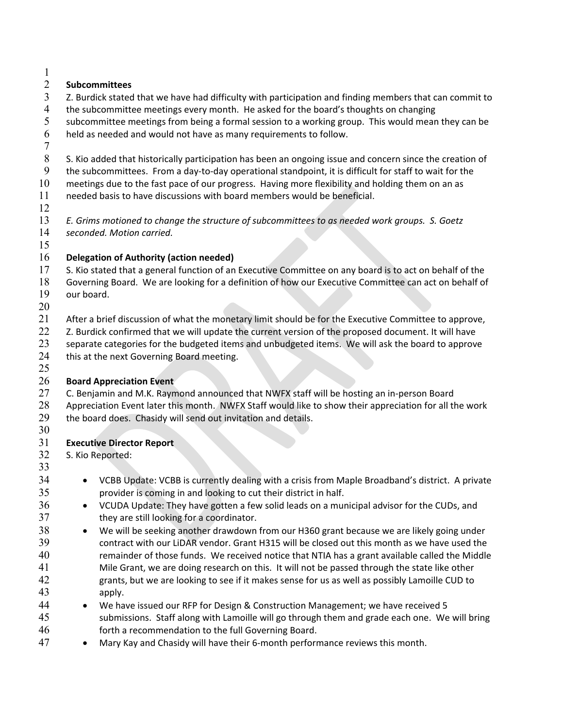**Subcommittees**

Z. Burdick stated that we have had difficulty with participation and finding members that can commit to the subcommittee meetings every month. He asked for the board's thoughts on changing subcommittee meetings from being a formal session to a working group. This would mean they can be held as needed and would not have as many requirements to follow.

S. Kio added that historically participation has been an ongoing issue and concern since the creation of the subcommittees. From a day-to-day operational standpoint, it is difficult for staff to wait for the meetings due to the fast pace of our progress. Having more flexibility and holding them on an as needed basis to have discussions with board members would be beneficial.

*E. Grims motioned to change the structure of subcommittees to as needed work groups. S. Goetz seconded. Motion carried.*

**Delegation of Authority (action needed)**

S. Kio stated that a general function of an Executive Committee on any board is to act on behalf of the Governing Board. We are looking for a definition of how our Executive Committee can act on behalf of our board.

After a brief discussion of what the monetary limit should be for the Executive Committee to approve, Z. Burdick confirmed that we will update the current version of the proposed document. It will have separate categories for the budgeted items and unbudgeted items. We will ask the board to approve this at the next Governing Board meeting.

**Board Appreciation Event**

C. Benjamin and M.K. Raymond announced that NWFX staff will be hosting an in-person Board Appreciation Event later this month. NWFX Staff would like to show their appreciation for all the work the board does. Chasidy will send out invitation and details.

**Executive Director Report**

S. Kio Reported:

- VCBB Update: VCBB is currently dealing with a crisis from Maple Broadband's district. A private provider is coming in and looking to cut their district in half.
- VCUDA Update: They have gotten a few solid leads on a municipal advisor for the CUDs, and they are still looking for a coordinator.
- We will be seeking another drawdown from our H360 grant because we are likely going under contract with our LiDAR vendor. Grant H315 will be closed out this month as we have used the remainder of those funds. We received notice that NTIA has a grant available called the Middle Mile Grant, we are doing research on this. It will not be passed through the state like other grants, but we are looking to see if it makes sense for us as well as possibly Lamoille CUD to apply.
- We have issued our RFP for Design & Construction Management; we have received 5 submissions. Staff along with Lamoille will go through them and grade each one. We will bring forth a recommendation to the full Governing Board.
- Mary Kay and Chasidy will have their 6-month performance reviews this month.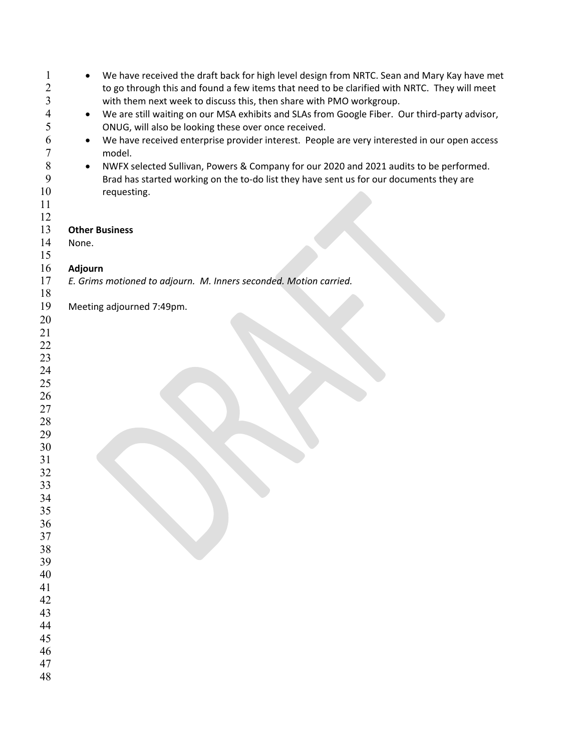- We have received the draft back for high level design from NRTC. Sean and Mary Kay have met to go through this and found a few items that need to be clarified with NRTC. They will meet with them next week to discuss this, then share with PMO workgroup.
- We are still waiting on our MSA exhibits and SLAs from Google Fiber. Our third-party advisor, ONUG, will also be looking these over once received.
- We have received enterprise provider interest. People are very interested in our open access model.
- NWFX selected Sullivan, Powers & Company for our 2020 and 2021 audits to be performed. Brad has started working on the to-do list they have sent us for our documents they are requesting.

**Other Business**

None.

**Adjourn**

*E. Grims motioned to adjourn. M. Inners seconded. Motion carried.*

Meeting adjourned 7:49pm.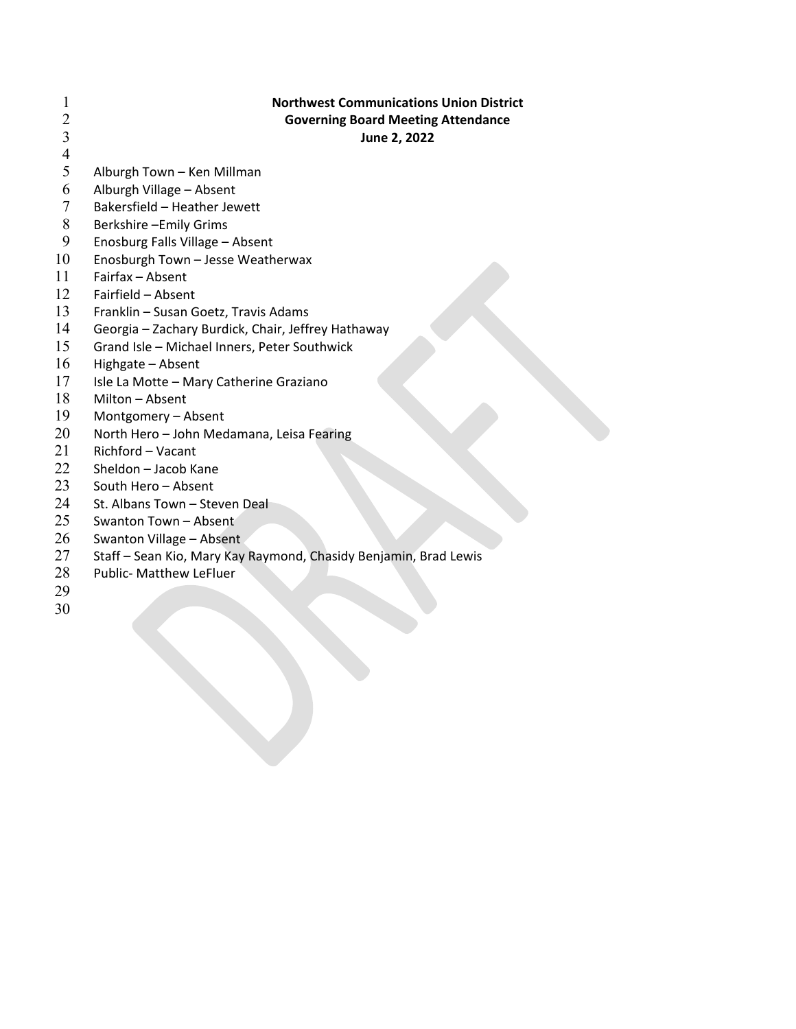**Northwest Communications Union District**
**Governing Board Meeting Attendance**
**June 2, 2022**

Alburgh Town – Ken Millman
Alburgh Village – Absent
Bakersfield – Heather Jewett
Berkshire –Emily Grims
Enosburg Falls Village – Absent
Enosburgh Town – Jesse Weatherwax
Fairfax – Absent
Fairfield – Absent
Franklin – Susan Goetz, Travis Adams
Georgia – Zachary Burdick, Chair, Jeffrey Hathaway
Grand Isle – Michael Inners, Peter Southwick
Highgate – Absent
Isle La Motte – Mary Catherine Graziano
Milton – Absent
Montgomery – Absent
North Hero – John Medamana, Leisa Fearing
Richford – Vacant
Sheldon – Jacob Kane
South Hero – Absent
St. Albans Town – Steven Deal
Swanton Town – Absent
Swanton Village – Absent
Staff – Sean Kio, Mary Kay Raymond, Chasidy Benjamin, Brad Lewis
Public- Matthew LeFluer